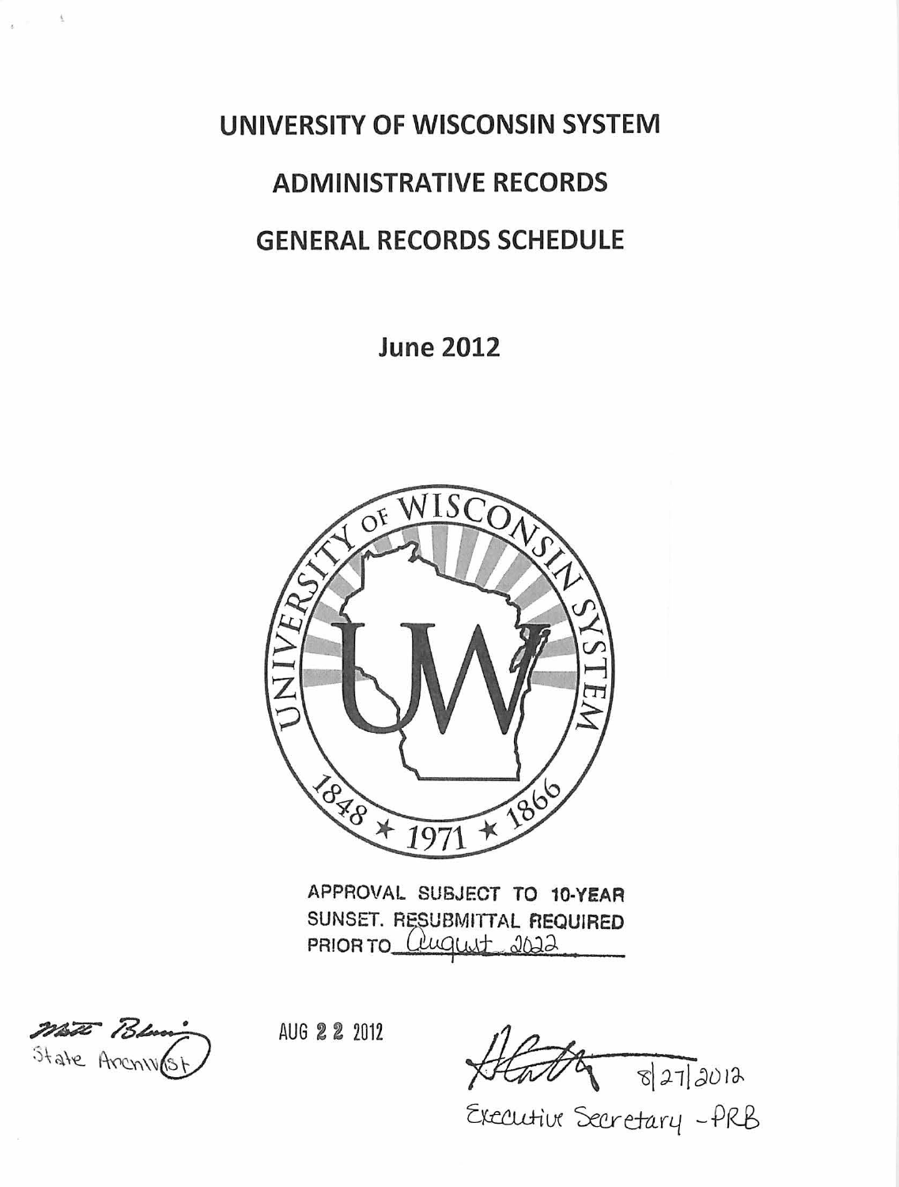# UNIVERSITY OF WISCONSIN SYSTEM

# ADMINISTRATIVE RECORDS

# GENERAL RECORDS SCHEDULE

## June 2012

UNIVERSITY OF WISCONSIN SYSTEM

UW

1848 ★ 1971 ★ 1866

APPROVAL SUBJECT TO 10-YEAR SUNSET. RESUBMITTAL REQUIRED PRIOR TO August 2022

Matt Blessing
State Archivist

AUG 22 2012

8/27/2012
Executive Secretary - PRB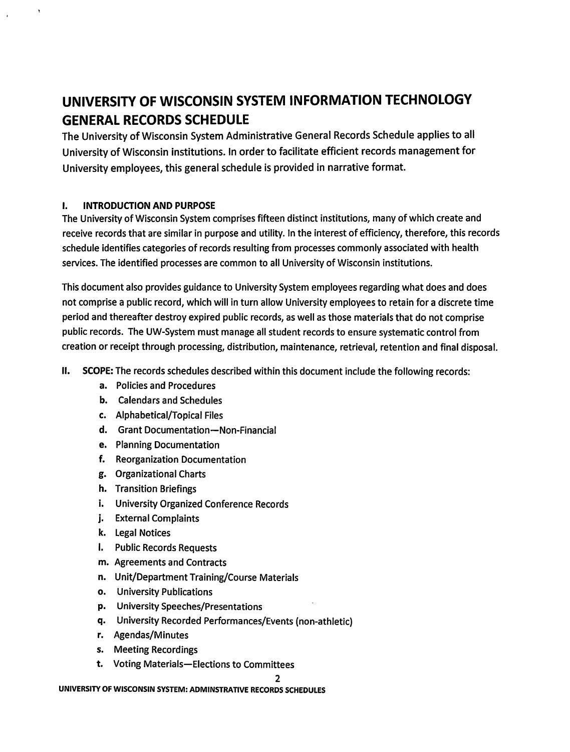# UNIVERSITY OF WISCONSIN SYSTEM INFORMATION TECHNOLOGY GENERAL RECORDS SCHEDULE

The University of Wisconsin System Administrative General Records Schedule applies to all University of Wisconsin institutions. In order to facilitate efficient records management for University employees, this general schedule is provided in narrative format.

## I. INTRODUCTION AND PURPOSE

The University of Wisconsin System comprises fifteen distinct institutions, many of which create and receive records that are similar in purpose and utility. In the interest of efficiency, therefore, this records schedule identifies categories of records resulting from processes commonly associated with health services. The identified processes are common to all University of Wisconsin institutions.

This document also provides guidance to University System employees regarding what does and does not comprise a public record, which will in turn allow University employees to retain for a discrete time period and thereafter destroy expired public records, as well as those materials that do not comprise public records. The UW-System must manage all student records to ensure systematic control from creation or receipt through processing, distribution, maintenance, retrieval, retention and final disposal.

## II. SCOPE:

The records schedules described within this document include the following records:

a. Policies and Procedures
b. Calendars and Schedules
c. Alphabetical/Topical Files
d. Grant Documentation—Non-Financial
e. Planning Documentation
f. Reorganization Documentation
g. Organizational Charts
h. Transition Briefings
i. University Organized Conference Records
j. External Complaints
k. Legal Notices
l. Public Records Requests
m. Agreements and Contracts
n. Unit/Department Training/Course Materials
o. University Publications
p. University Speeches/Presentations
q. University Recorded Performances/Events (non-athletic)
r. Agendas/Minutes
s. Meeting Recordings
t. Voting Materials—Elections to Committees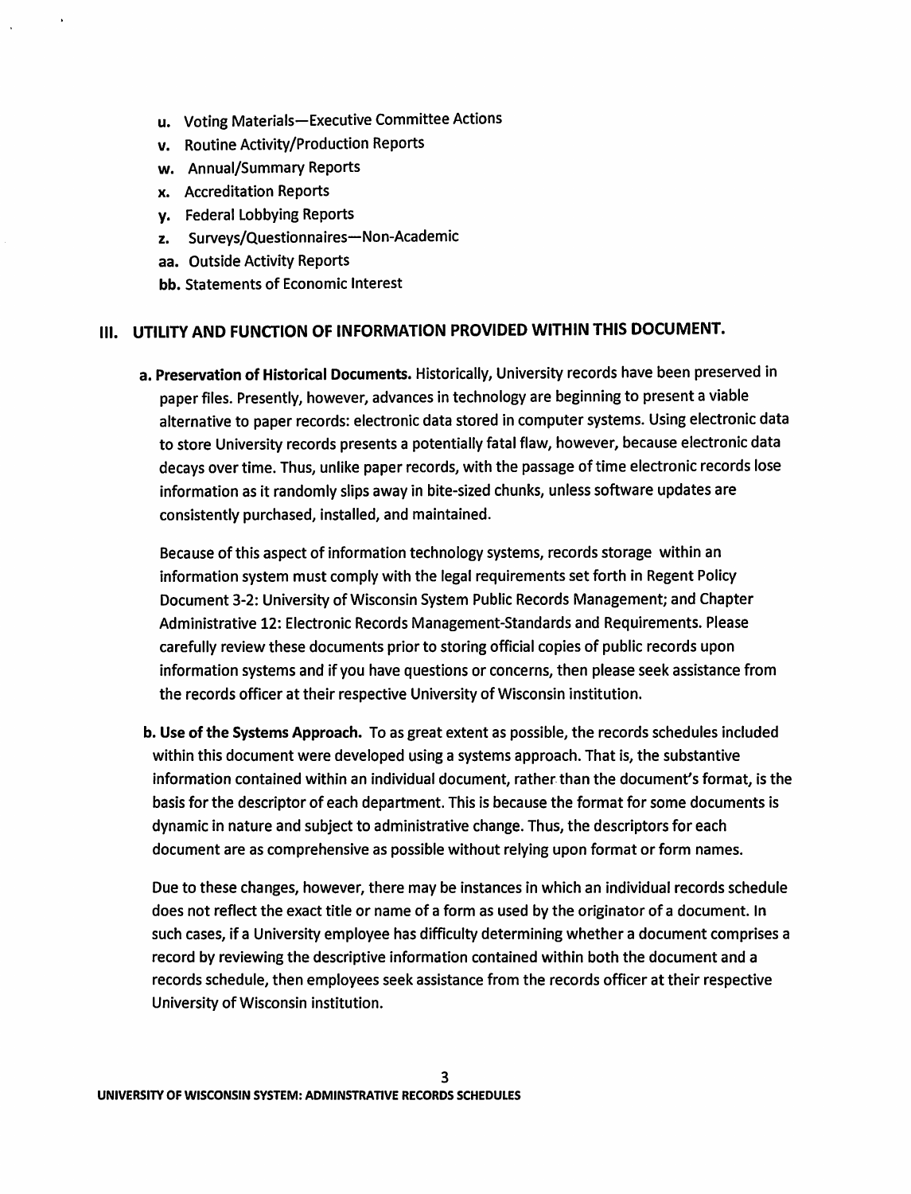u. Voting Materials—Executive Committee Actions
v. Routine Activity/Production Reports
w. Annual/Summary Reports
x. Accreditation Reports
y. Federal Lobbying Reports
z. Surveys/Questionnaires—Non-Academic
aa. Outside Activity Reports
bb. Statements of Economic Interest

## III. UTILITY AND FUNCTION OF INFORMATION PROVIDED WITHIN THIS DOCUMENT.

**a. Preservation of Historical Documents.** Historically, University records have been preserved in paper files. Presently, however, advances in technology are beginning to present a viable alternative to paper records: electronic data stored in computer systems. Using electronic data to store University records presents a potentially fatal flaw, however, because electronic data decays over time. Thus, unlike paper records, with the passage of time electronic records lose information as it randomly slips away in bite-sized chunks, unless software updates are consistently purchased, installed, and maintained.

Because of this aspect of information technology systems, records storage within an information system must comply with the legal requirements set forth in Regent Policy Document 3-2: University of Wisconsin System Public Records Management; and Chapter Administrative 12: Electronic Records Management-Standards and Requirements. Please carefully review these documents prior to storing official copies of public records upon information systems and if you have questions or concerns, then please seek assistance from the records officer at their respective University of Wisconsin institution.

**b. Use of the Systems Approach.** To as great extent as possible, the records schedules included within this document were developed using a systems approach. That is, the substantive information contained within an individual document, rather than the document's format, is the basis for the descriptor of each department. This is because the format for some documents is dynamic in nature and subject to administrative change. Thus, the descriptors for each document are as comprehensive as possible without relying upon format or form names.

Due to these changes, however, there may be instances in which an individual records schedule does not reflect the exact title or name of a form as used by the originator of a document. In such cases, if a University employee has difficulty determining whether a document comprises a record by reviewing the descriptive information contained within both the document and a records schedule, then employees seek assistance from the records officer at their respective University of Wisconsin institution.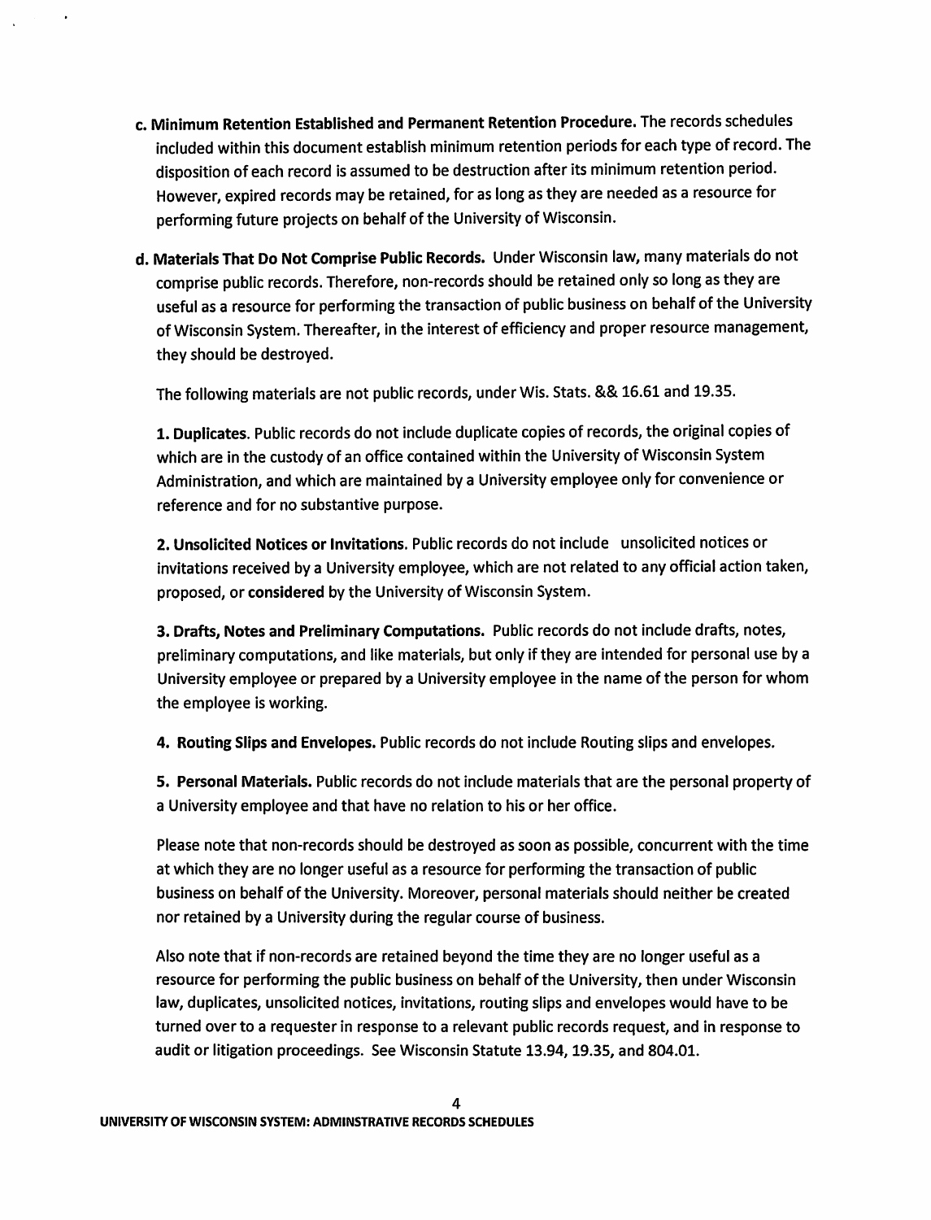**c. Minimum Retention Established and Permanent Retention Procedure.** The records schedules included within this document establish minimum retention periods for each type of record. The disposition of each record is assumed to be destruction after its minimum retention period. However, expired records may be retained, for as long as they are needed as a resource for performing future projects on behalf of the University of Wisconsin.

**d. Materials That Do Not Comprise Public Records.** Under Wisconsin law, many materials do not comprise public records. Therefore, non-records should be retained only so long as they are useful as a resource for performing the transaction of public business on behalf of the University of Wisconsin System. Thereafter, in the interest of efficiency and proper resource management, they should be destroyed.

The following materials are not public records, under Wis. Stats. && 16.61 and 19.35.

**1. Duplicates**. Public records do not include duplicate copies of records, the original copies of which are in the custody of an office contained within the University of Wisconsin System Administration, and which are maintained by a University employee only for convenience or reference and for no substantive purpose.

**2. Unsolicited Notices or Invitations**. Public records do not include unsolicited notices or invitations received by a University employee, which are not related to any official action taken, proposed, or **considered** by the University of Wisconsin System.

**3. Drafts, Notes and Preliminary Computations.** Public records do not include drafts, notes, preliminary computations, and like materials, but only if they are intended for personal use by a University employee or prepared by a University employee in the name of the person for whom the employee is working.

**4. Routing Slips and Envelopes.** Public records do not include Routing slips and envelopes.

**5. Personal Materials.** Public records do not include materials that are the personal property of a University employee and that have no relation to his or her office.

Please note that non-records should be destroyed as soon as possible, concurrent with the time at which they are no longer useful as a resource for performing the transaction of public business on behalf of the University. Moreover, personal materials should neither be created nor retained by a University during the regular course of business.

Also note that if non-records are retained beyond the time they are no longer useful as a resource for performing the public business on behalf of the University, then under Wisconsin law, duplicates, unsolicited notices, invitations, routing slips and envelopes would have to be turned over to a requester in response to a relevant public records request, and in response to audit or litigation proceedings. See Wisconsin Statute 13.94, 19.35, and 804.01.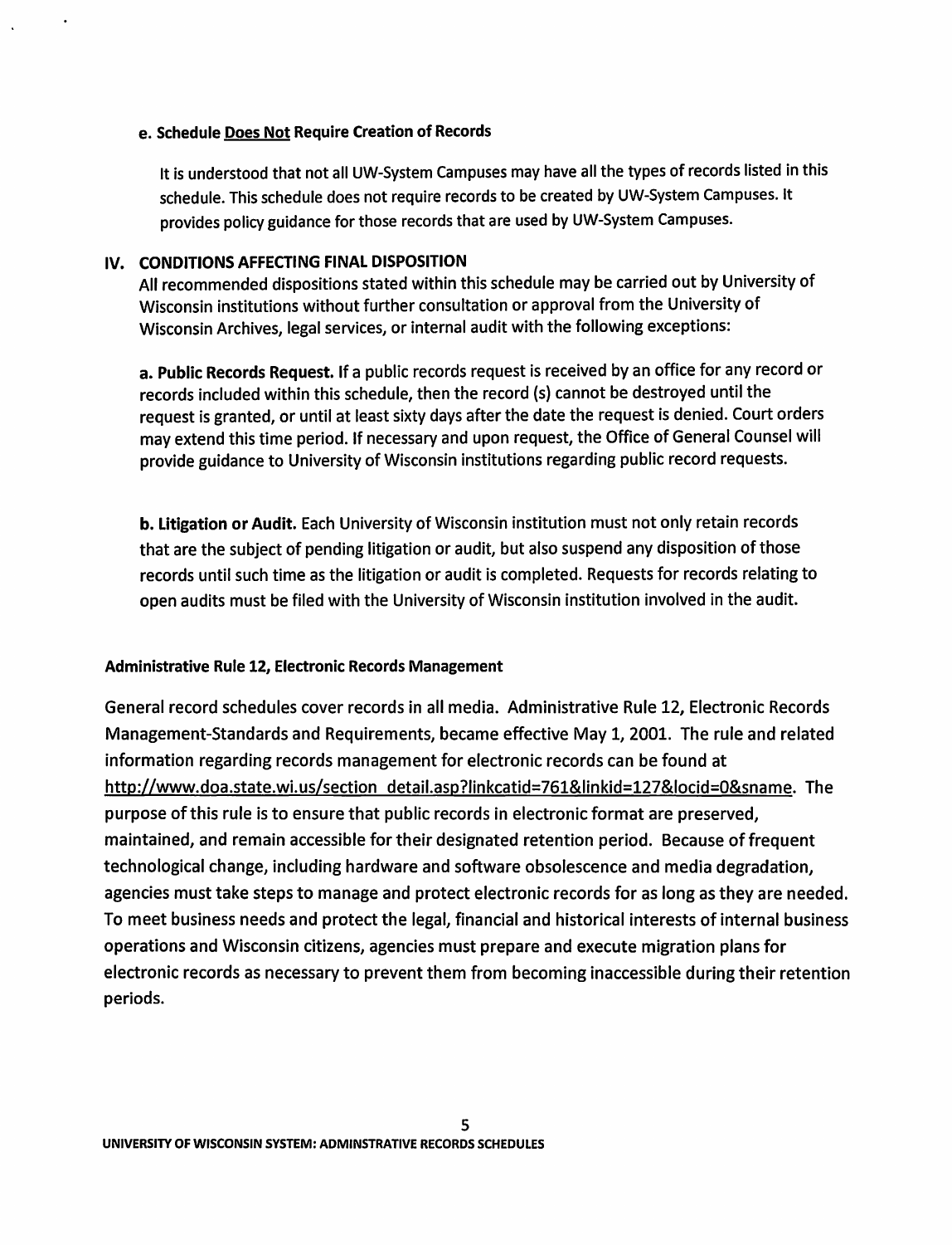**e. Schedule Does Not Require Creation of Records**

It is understood that not all UW-System Campuses may have all the types of records listed in this schedule. This schedule does not require records to be created by UW-System Campuses. It provides policy guidance for those records that are used by UW-System Campuses.

## IV. CONDITIONS AFFECTING FINAL DISPOSITION

All recommended dispositions stated within this schedule may be carried out by University of Wisconsin institutions without further consultation or approval from the University of Wisconsin Archives, legal services, or internal audit with the following exceptions:

**a. Public Records Request.** If a public records request is received by an office for any record or records included within this schedule, then the record (s) cannot be destroyed until the request is granted, or until at least sixty days after the date the request is denied. Court orders may extend this time period. If necessary and upon request, the Office of General Counsel will provide guidance to University of Wisconsin institutions regarding public record requests.

**b. Litigation or Audit.** Each University of Wisconsin institution must not only retain records that are the subject of pending litigation or audit, but also suspend any disposition of those records until such time as the litigation or audit is completed. Requests for records relating to open audits must be filed with the University of Wisconsin institution involved in the audit.

**Administrative Rule 12, Electronic Records Management**

General record schedules cover records in all media. Administrative Rule 12, Electronic Records Management-Standards and Requirements, became effective May 1, 2001. The rule and related information regarding records management for electronic records can be found at http://www.doa.state.wi.us/section_detail.asp?linkcatid=761&linkid=127&locid=0&sname. The purpose of this rule is to ensure that public records in electronic format are preserved, maintained, and remain accessible for their designated retention period. Because of frequent technological change, including hardware and software obsolescence and media degradation, agencies must take steps to manage and protect electronic records for as long as they are needed. To meet business needs and protect the legal, financial and historical interests of internal business operations and Wisconsin citizens, agencies must prepare and execute migration plans for electronic records as necessary to prevent them from becoming inaccessible during their retention periods.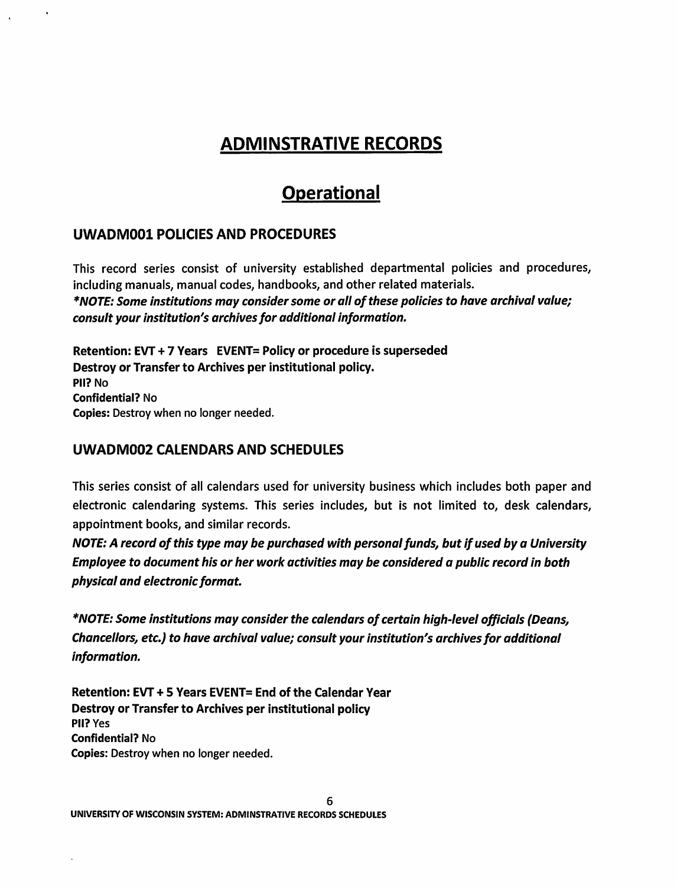# ADMINSTRATIVE RECORDS

# Operational

### UWADM001 POLICIES AND PROCEDURES

This record series consist of university established departmental policies and procedures, including manuals, manual codes, handbooks, and other related materials.
***NOTE: Some institutions may consider some or all of these policies to have archival value; consult your institution's archives for additional information.***

**Retention: EVT + 7 Years EVENT= Policy or procedure is superseded**
**Destroy or Transfer to Archives per institutional policy.**
**PII?** No
**Confidential?** No
**Copies:** Destroy when no longer needed.

### UWADM002 CALENDARS AND SCHEDULES

This series consist of all calendars used for university business which includes both paper and electronic calendaring systems. This series includes, but is not limited to, desk calendars, appointment books, and similar records.
***NOTE: A record of this type may be purchased with personal funds, but if used by a University Employee to document his or her work activities may be considered a public record in both physical and electronic format.***

***NOTE: Some institutions may consider the calendars of certain high-level officials (Deans, Chancellors, etc.) to have archival value; consult your institution's archives for additional information.***

**Retention: EVT + 5 Years EVENT= End of the Calendar Year**
**Destroy or Transfer to Archives per institutional policy**
**PII?** Yes
**Confidential?** No
**Copies:** Destroy when no longer needed.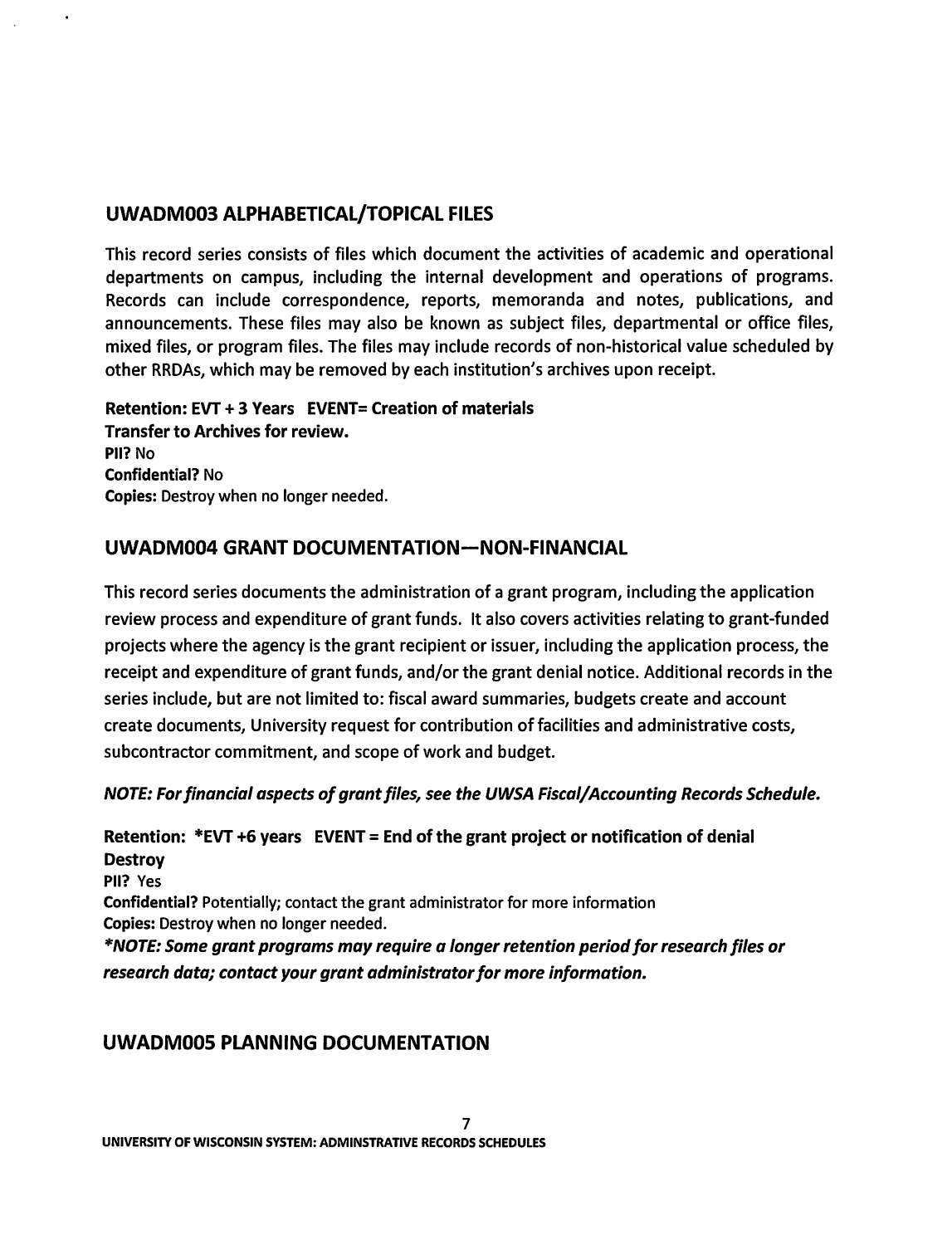## UWADM003 ALPHABETICAL/TOPICAL FILES

This record series consists of files which document the activities of academic and operational departments on campus, including the internal development and operations of programs. Records can include correspondence, reports, memoranda and notes, publications, and announcements. These files may also be known as subject files, departmental or office files, mixed files, or program files. The files may include records of non-historical value scheduled by other RRDAs, which may be removed by each institution's archives upon receipt.

**Retention: EVT + 3 Years EVENT= Creation of materials**
**Transfer to Archives for review.**
**PII?** No
**Confidential?** No
**Copies:** Destroy when no longer needed.

## UWADM004 GRANT DOCUMENTATION—NON-FINANCIAL

This record series documents the administration of a grant program, including the application review process and expenditure of grant funds. It also covers activities relating to grant-funded projects where the agency is the grant recipient or issuer, including the application process, the receipt and expenditure of grant funds, and/or the grant denial notice. Additional records in the series include, but are not limited to: fiscal award summaries, budgets create and account create documents, University request for contribution of facilities and administrative costs, subcontractor commitment, and scope of work and budget.

***NOTE: For financial aspects of grant files, see the UWSA Fiscal/Accounting Records Schedule.***

**Retention: *EVT +6 years EVENT = End of the grant project or notification of denial**
**Destroy**
**PII?** Yes
**Confidential?** Potentially; contact the grant administrator for more information
**Copies:** Destroy when no longer needed.
***\*NOTE: Some grant programs may require a longer retention period for research files or research data; contact your grant administrator for more information.***

## UWADM005 PLANNING DOCUMENTATION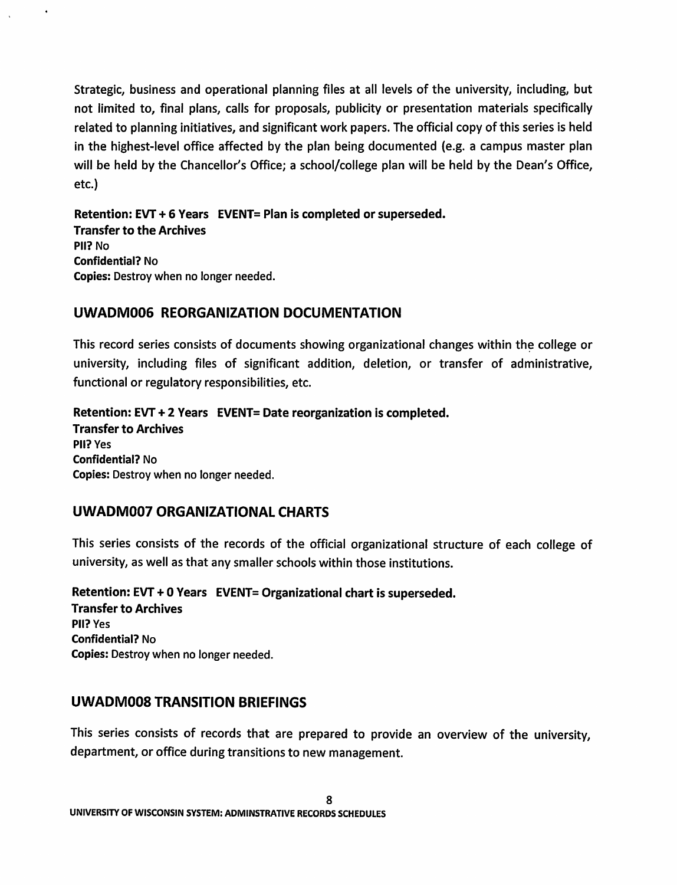Strategic, business and operational planning files at all levels of the university, including, but not limited to, final plans, calls for proposals, publicity or presentation materials specifically related to planning initiatives, and significant work papers. The official copy of this series is held in the highest-level office affected by the plan being documented (e.g. a campus master plan will be held by the Chancellor's Office; a school/college plan will be held by the Dean's Office, etc.)

**Retention: EVT + 6 Years EVENT= Plan is completed or superseded.**
**Transfer to the Archives**
**PII?** No
**Confidential?** No
**Copies:** Destroy when no longer needed.

## UWADM006 REORGANIZATION DOCUMENTATION

This record series consists of documents showing organizational changes within the college or university, including files of significant addition, deletion, or transfer of administrative, functional or regulatory responsibilities, etc.

**Retention: EVT + 2 Years EVENT= Date reorganization is completed.**
**Transfer to Archives**
**PII?** Yes
**Confidential?** No
**Copies:** Destroy when no longer needed.

## UWADM007 ORGANIZATIONAL CHARTS

This series consists of the records of the official organizational structure of each college of university, as well as that any smaller schools within those institutions.

**Retention: EVT + 0 Years EVENT= Organizational chart is superseded.**
**Transfer to Archives**
**PII?** Yes
**Confidential?** No
**Copies:** Destroy when no longer needed.

## UWADM008 TRANSITION BRIEFINGS

This series consists of records that are prepared to provide an overview of the university, department, or office during transitions to new management.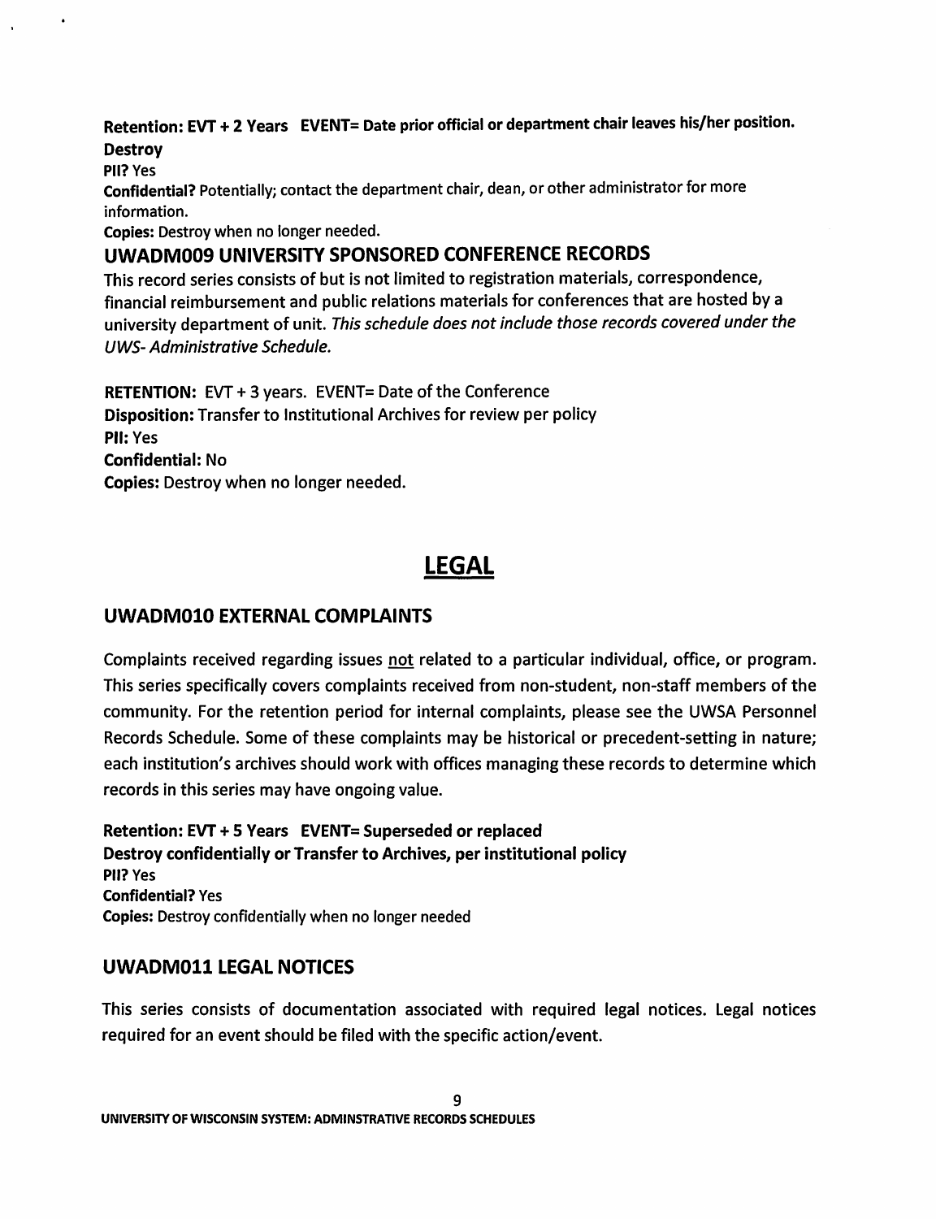**Retention: EVT + 2 Years EVENT= Date prior official or department chair leaves his/her position.**
**Destroy**
**PII?** Yes
**Confidential?** Potentially; contact the department chair, dean, or other administrator for more information.
**Copies:** Destroy when no longer needed.

### UWADM009 UNIVERSITY SPONSORED CONFERENCE RECORDS

This record series consists of but is not limited to registration materials, correspondence, financial reimbursement and public relations materials for conferences that are hosted by a university department of unit. *This schedule does not include those records covered under the UWS- Administrative Schedule.*

**RETENTION:** EVT + 3 years. EVENT= Date of the Conference
**Disposition:** Transfer to Institutional Archives for review per policy
**PII:** Yes
**Confidential:** No
**Copies:** Destroy when no longer needed.

## LEGAL

### UWADM010 EXTERNAL COMPLAINTS

Complaints received regarding issues not related to a particular individual, office, or program. This series specifically covers complaints received from non-student, non-staff members of the community. For the retention period for internal complaints, please see the UWSA Personnel Records Schedule. Some of these complaints may be historical or precedent-setting in nature; each institution's archives should work with offices managing these records to determine which records in this series may have ongoing value.

**Retention: EVT + 5 Years EVENT= Superseded or replaced**
**Destroy confidentially or Transfer to Archives, per institutional policy**
**PII?** Yes
**Confidential?** Yes
**Copies:** Destroy confidentially when no longer needed

### UWADM011 LEGAL NOTICES

This series consists of documentation associated with required legal notices. Legal notices required for an event should be filed with the specific action/event.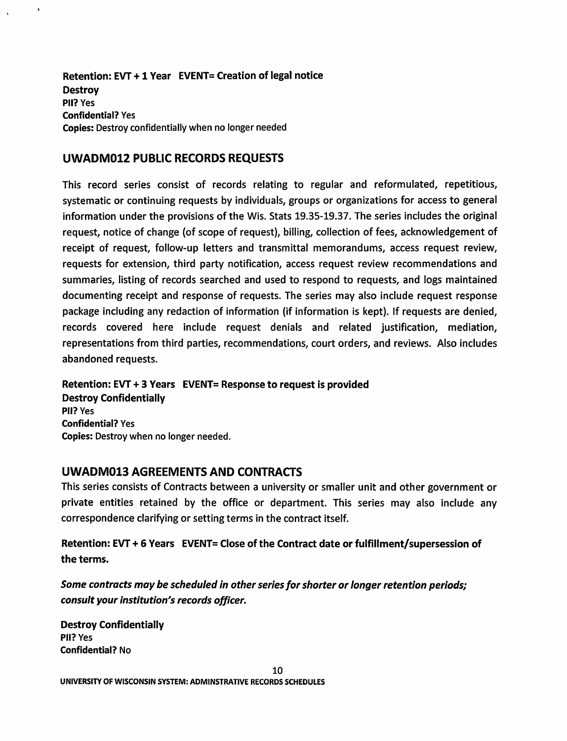**Retention: EVT + 1 Year EVENT= Creation of legal notice**
**Destroy**
**PII?** Yes
**Confidential?** Yes
**Copies:** Destroy confidentially when no longer needed

## UWADM012 PUBLIC RECORDS REQUESTS

This record series consist of records relating to regular and reformulated, repetitious, systematic or continuing requests by individuals, groups or organizations for access to general information under the provisions of the Wis. Stats 19.35-19.37. The series includes the original request, notice of change (of scope of request), billing, collection of fees, acknowledgement of receipt of request, follow-up letters and transmittal memorandums, access request review, requests for extension, third party notification, access request review recommendations and summaries, listing of records searched and used to respond to requests, and logs maintained documenting receipt and response of requests. The series may also include request response package including any redaction of information (if information is kept). If requests are denied, records covered here include request denials and related justification, mediation, representations from third parties, recommendations, court orders, and reviews. Also includes abandoned requests.

**Retention: EVT + 3 Years EVENT= Response to request is provided**
**Destroy Confidentially**
**PII?** Yes
**Confidential?** Yes
**Copies:** Destroy when no longer needed.

## UWADM013 AGREEMENTS AND CONTRACTS

This series consists of Contracts between a university or smaller unit and other government or private entities retained by the office or department. This series may also include any correspondence clarifying or setting terms in the contract itself.

**Retention: EVT + 6 Years EVENT= Close of the Contract date or fulfillment/supersession of the terms.**

***Some contracts may be scheduled in other series for shorter or longer retention periods; consult your institution's records officer.***

**Destroy Confidentially**
**PII?** Yes
**Confidential?** No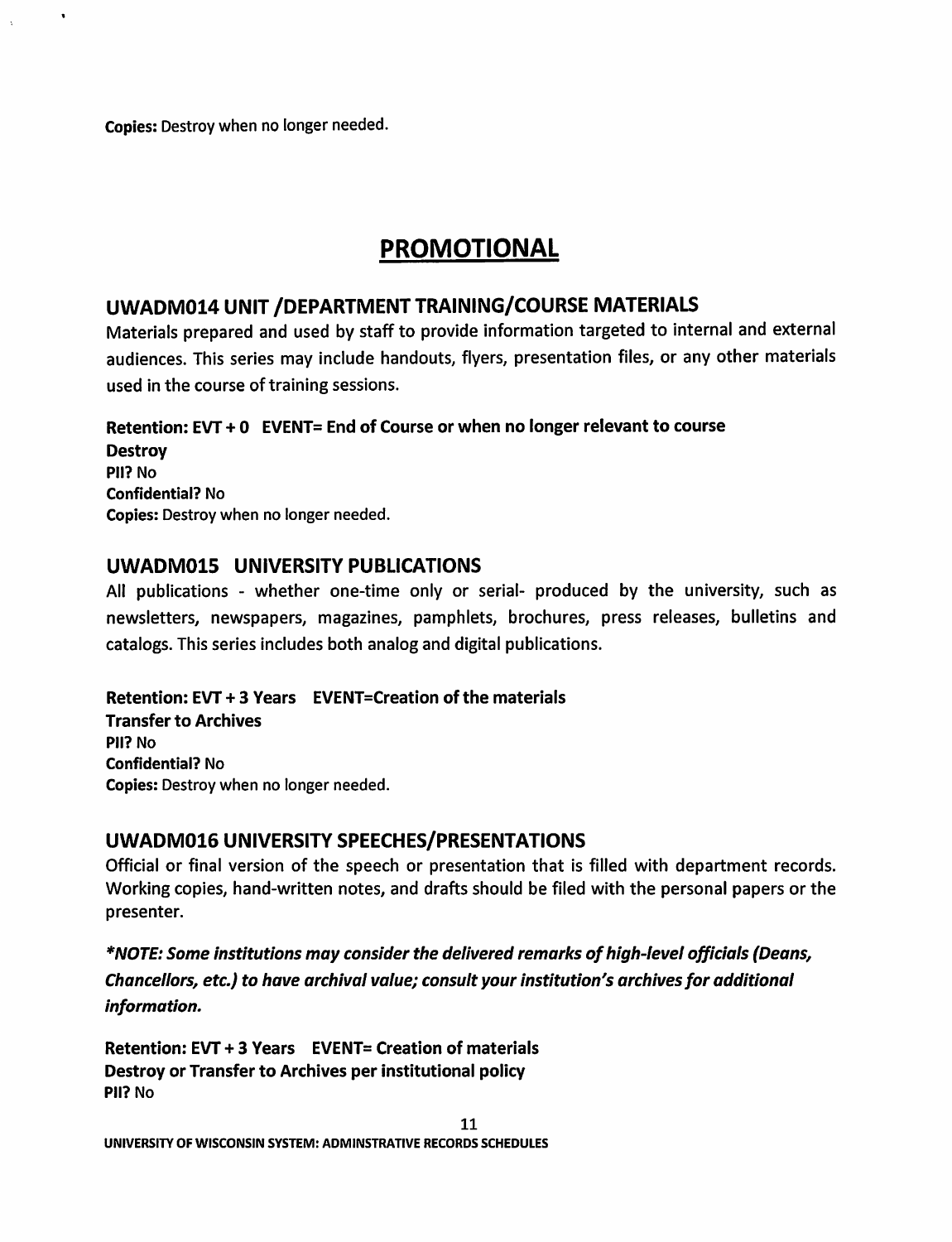**Copies:** Destroy when no longer needed.

# PROMOTIONAL

## UWADM014 UNIT /DEPARTMENT TRAINING/COURSE MATERIALS

Materials prepared and used by staff to provide information targeted to internal and external audiences. This series may include handouts, flyers, presentation files, or any other materials used in the course of training sessions.

**Retention: EVT + 0 EVENT= End of Course or when no longer relevant to course**
**Destroy**
**PII?** No
**Confidential?** No
**Copies:** Destroy when no longer needed.

## UWADM015 UNIVERSITY PUBLICATIONS

All publications - whether one-time only or serial- produced by the university, such as newsletters, newspapers, magazines, pamphlets, brochures, press releases, bulletins and catalogs. This series includes both analog and digital publications.

**Retention: EVT + 3 Years EVENT=Creation of the materials**
**Transfer to Archives**
**PII?** No
**Confidential?** No
**Copies:** Destroy when no longer needed.

## UWADM016 UNIVERSITY SPEECHES/PRESENTATIONS

Official or final version of the speech or presentation that is filled with department records. Working copies, hand-written notes, and drafts should be filed with the personal papers or the presenter.

***NOTE: Some institutions may consider the delivered remarks of high-level officials (Deans, Chancellors, etc.) to have archival value; consult your institution's archives for additional information.***

**Retention: EVT + 3 Years EVENT= Creation of materials**
**Destroy or Transfer to Archives per institutional policy**
**PII?** No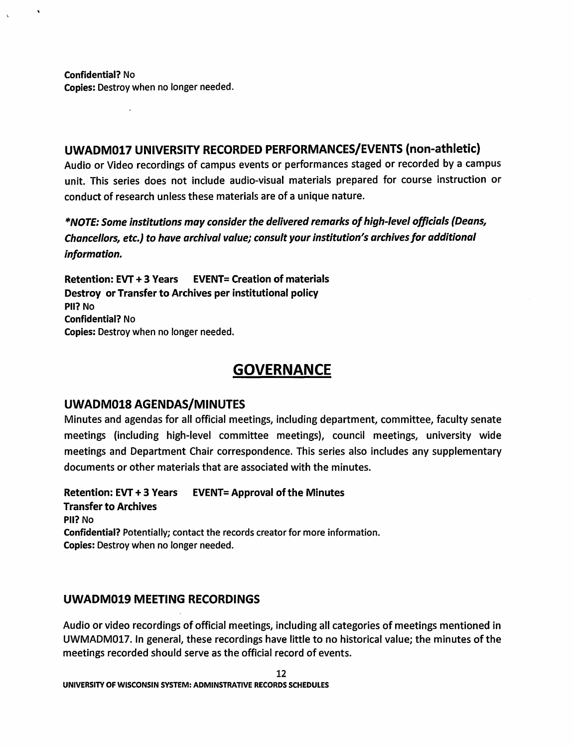**Confidential?** No
**Copies:** Destroy when no longer needed.

### UWADM017 UNIVERSITY RECORDED PERFORMANCES/EVENTS (non-athletic)

Audio or Video recordings of campus events or performances staged or recorded by a campus unit. This series does not include audio-visual materials prepared for course instruction or conduct of research unless these materials are of a unique nature.

***NOTE: Some institutions may consider the delivered remarks of high-level officials (Deans, Chancellors, etc.) to have archival value; consult your institution's archives for additional information.***

**Retention: EVT + 3 Years EVENT= Creation of materials**
**Destroy or Transfer to Archives per institutional policy**
**PII?** No
**Confidential?** No
**Copies:** Destroy when no longer needed.

## GOVERNANCE

### UWADM018 AGENDAS/MINUTES

Minutes and agendas for all official meetings, including department, committee, faculty senate meetings (including high-level committee meetings), council meetings, university wide meetings and Department Chair correspondence. This series also includes any supplementary documents or other materials that are associated with the minutes.

**Retention: EVT + 3 Years EVENT= Approval of the Minutes**
**Transfer to Archives**
**PII?** No
**Confidential?** Potentially; contact the records creator for more information.
**Copies:** Destroy when no longer needed.

### UWADM019 MEETING RECORDINGS

Audio or video recordings of official meetings, including all categories of meetings mentioned in UWMADM017. In general, these recordings have little to no historical value; the minutes of the meetings recorded should serve as the official record of events.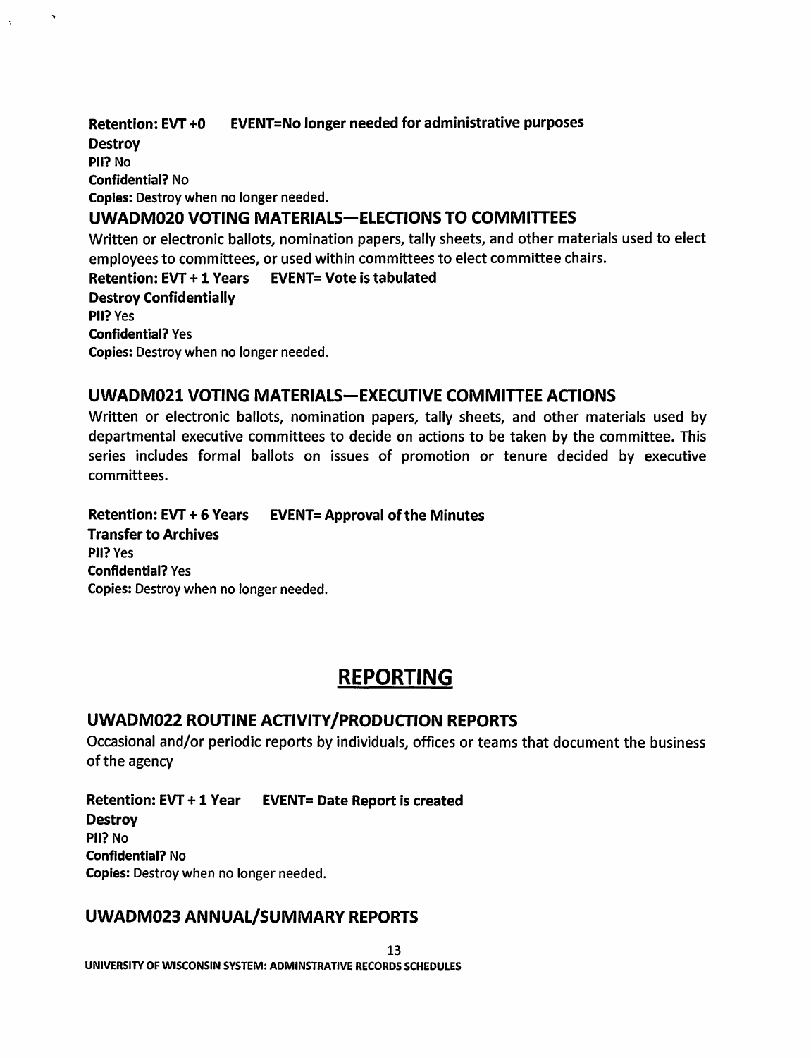**Retention: EVT +0 EVENT=No longer needed for administrative purposes**
**Destroy**
**PII?** No
**Confidential?** No
**Copies:** Destroy when no longer needed.

### UWADM020 VOTING MATERIALS—ELECTIONS TO COMMITTEES

Written or electronic ballots, nomination papers, tally sheets, and other materials used to elect employees to committees, or used within committees to elect committee chairs.

**Retention: EVT + 1 Years EVENT= Vote is tabulated**
**Destroy Confidentially**
**PII?** Yes
**Confidential?** Yes
**Copies:** Destroy when no longer needed.

### UWADM021 VOTING MATERIALS—EXECUTIVE COMMITTEE ACTIONS

Written or electronic ballots, nomination papers, tally sheets, and other materials used by departmental executive committees to decide on actions to be taken by the committee. This series includes formal ballots on issues of promotion or tenure decided by executive committees.

**Retention: EVT + 6 Years EVENT= Approval of the Minutes**
**Transfer to Archives**
**PII?** Yes
**Confidential?** Yes
**Copies:** Destroy when no longer needed.

## REPORTING

### UWADM022 ROUTINE ACTIVITY/PRODUCTION REPORTS

Occasional and/or periodic reports by individuals, offices or teams that document the business of the agency

**Retention: EVT + 1 Year EVENT= Date Report is created**
**Destroy**
**PII?** No
**Confidential?** No
**Copies:** Destroy when no longer needed.

### UWADM023 ANNUAL/SUMMARY REPORTS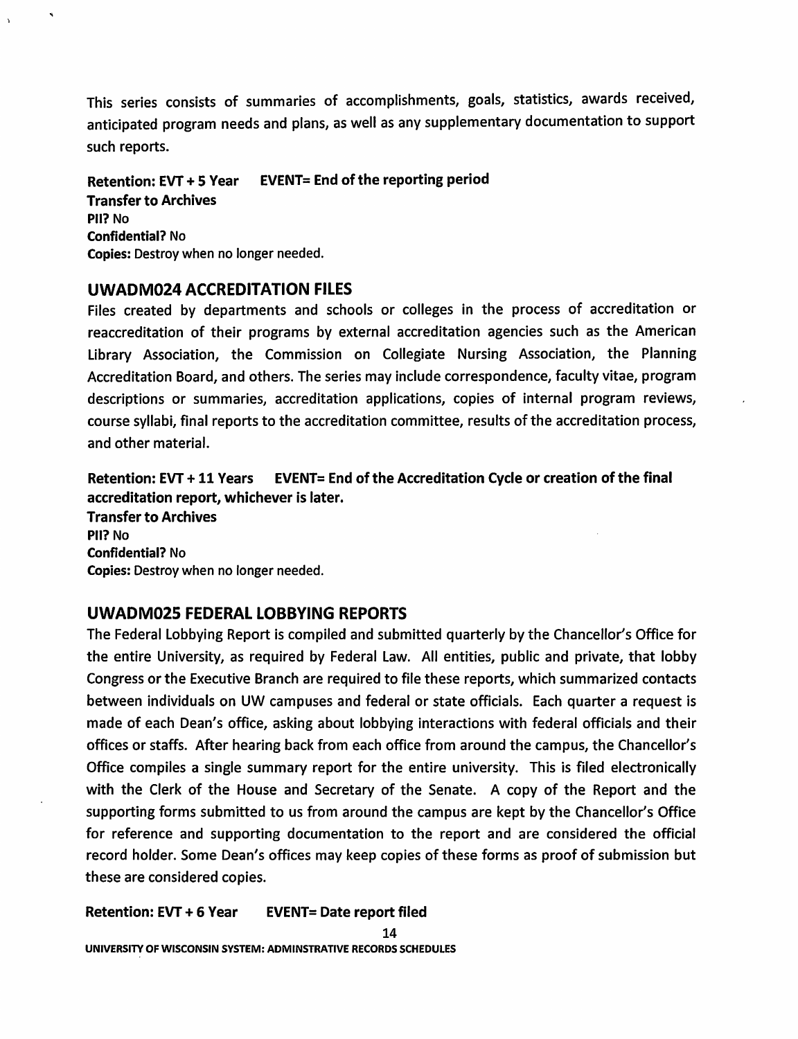This series consists of summaries of accomplishments, goals, statistics, awards received, anticipated program needs and plans, as well as any supplementary documentation to support such reports.

**Retention: EVT + 5 Year EVENT= End of the reporting period**
**Transfer to Archives**
**PII?** No
**Confidential?** No
**Copies:** Destroy when no longer needed.

## UWADM024 ACCREDITATION FILES

Files created by departments and schools or colleges in the process of accreditation or reaccreditation of their programs by external accreditation agencies such as the American Library Association, the Commission on Collegiate Nursing Association, the Planning Accreditation Board, and others. The series may include correspondence, faculty vitae, program descriptions or summaries, accreditation applications, copies of internal program reviews, course syllabi, final reports to the accreditation committee, results of the accreditation process, and other material.

**Retention: EVT + 11 Years EVENT= End of the Accreditation Cycle or creation of the final accreditation report, whichever is later.**
**Transfer to Archives**
**PII?** No
**Confidential?** No
**Copies:** Destroy when no longer needed.

## UWADM025 FEDERAL LOBBYING REPORTS

The Federal Lobbying Report is compiled and submitted quarterly by the Chancellor's Office for the entire University, as required by Federal Law. All entities, public and private, that lobby Congress or the Executive Branch are required to file these reports, which summarized contacts between individuals on UW campuses and federal or state officials. Each quarter a request is made of each Dean's office, asking about lobbying interactions with federal officials and their offices or staffs. After hearing back from each office from around the campus, the Chancellor's Office compiles a single summary report for the entire university. This is filed electronically with the Clerk of the House and Secretary of the Senate. A copy of the Report and the supporting forms submitted to us from around the campus are kept by the Chancellor's Office for reference and supporting documentation to the report and are considered the official record holder. Some Dean's offices may keep copies of these forms as proof of submission but these are considered copies.

**Retention: EVT + 6 Year EVENT= Date report filed**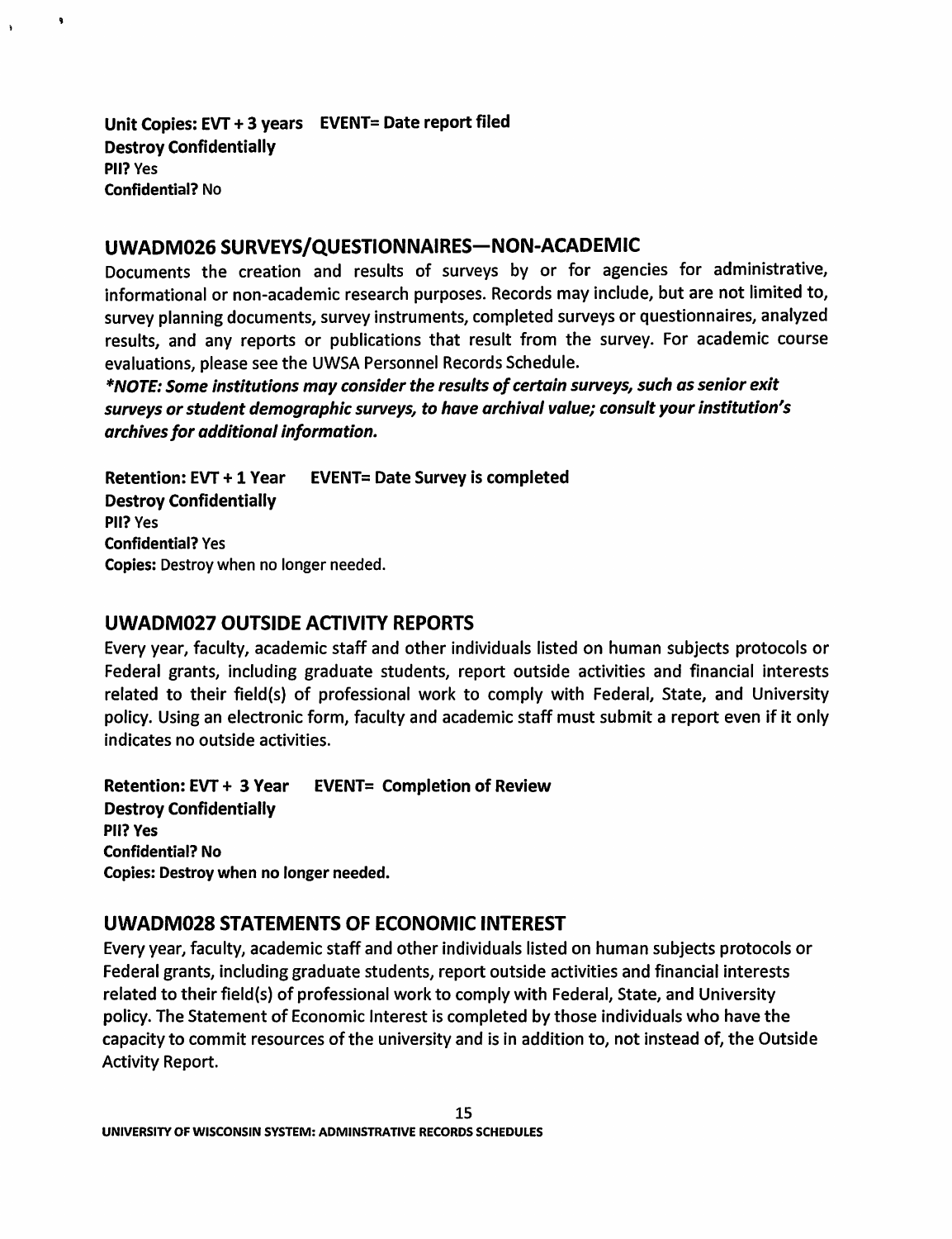**Unit Copies: EVT + 3 years EVENT= Date report filed**
**Destroy Confidentially**
**PII?** Yes
**Confidential?** No

## UWADM026 SURVEYS/QUESTIONNAIRES—NON-ACADEMIC

Documents the creation and results of surveys by or for agencies for administrative, informational or non-academic research purposes. Records may include, but are not limited to, survey planning documents, survey instruments, completed surveys or questionnaires, analyzed results, and any reports or publications that result from the survey. For academic course evaluations, please see the UWSA Personnel Records Schedule.

***NOTE: Some institutions may consider the results of certain surveys, such as senior exit surveys or student demographic surveys, to have archival value; consult your institution's archives for additional information.***

**Retention: EVT + 1 Year EVENT= Date Survey is completed**
**Destroy Confidentially**
**PII?** Yes
**Confidential?** Yes
**Copies:** Destroy when no longer needed.

## UWADM027 OUTSIDE ACTIVITY REPORTS

Every year, faculty, academic staff and other individuals listed on human subjects protocols or Federal grants, including graduate students, report outside activities and financial interests related to their field(s) of professional work to comply with Federal, State, and University policy. Using an electronic form, faculty and academic staff must submit a report even if it only indicates no outside activities.

**Retention: EVT + 3 Year EVENT= Completion of Review**
**Destroy Confidentially**
**PII? Yes**
**Confidential? No**
**Copies: Destroy when no longer needed.**

## UWADM028 STATEMENTS OF ECONOMIC INTEREST

Every year, faculty, academic staff and other individuals listed on human subjects protocols or Federal grants, including graduate students, report outside activities and financial interests related to their field(s) of professional work to comply with Federal, State, and University policy. The Statement of Economic Interest is completed by those individuals who have the capacity to commit resources of the university and is in addition to, not instead of, the Outside Activity Report.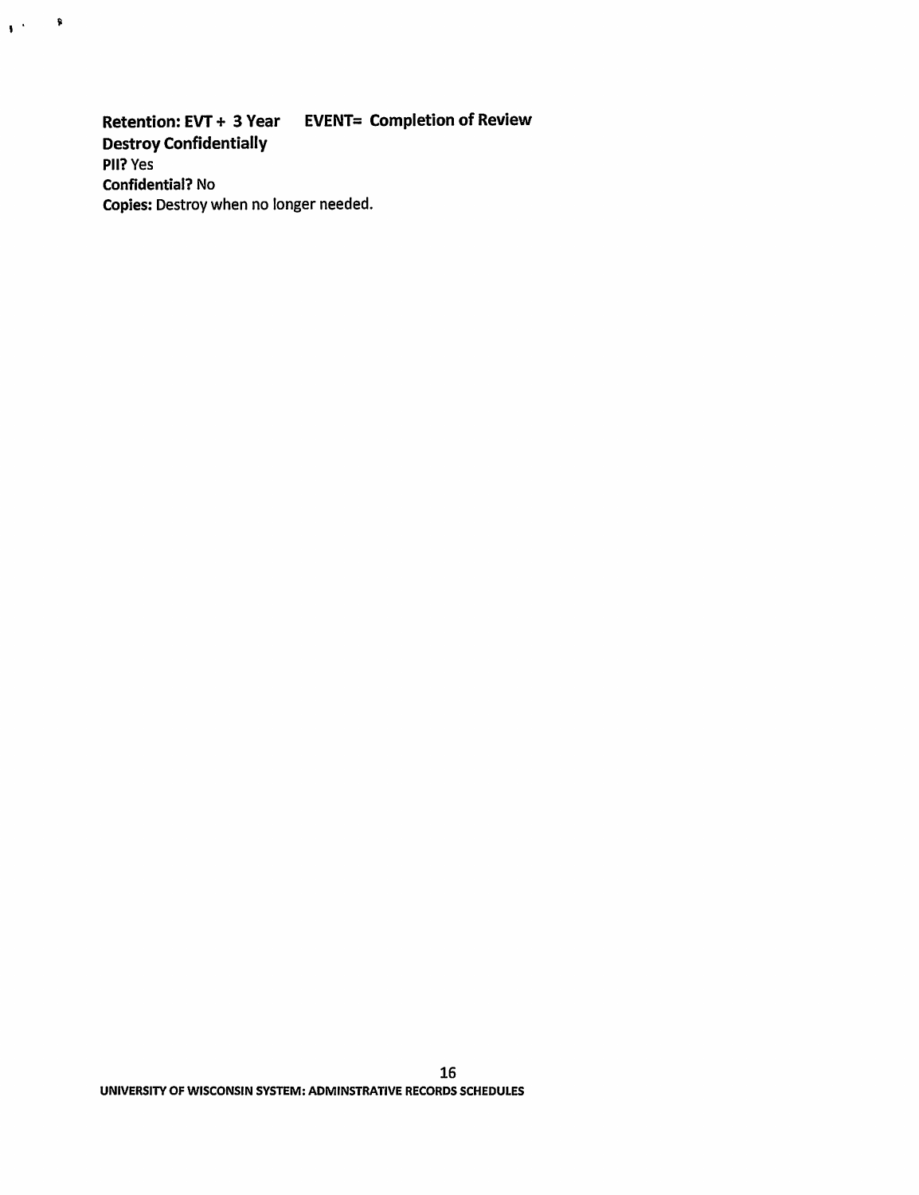**Retention: EVT + 3 Year EVENT= Completion of Review**
**Destroy Confidentially**
**PII?** Yes
**Confidential?** No
**Copies:** Destroy when no longer needed.